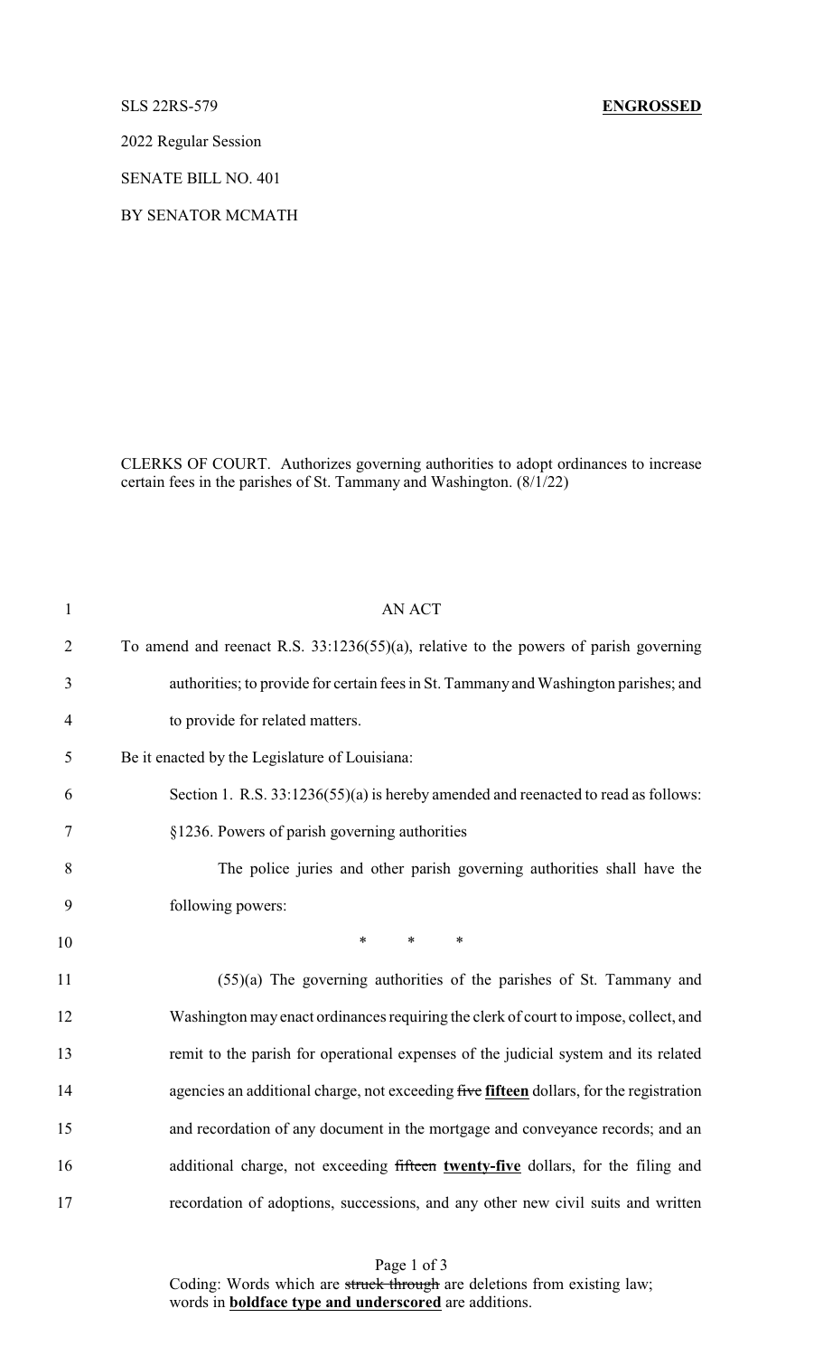SLS 22RS-579 **ENGROSSED**

2022 Regular Session

SENATE BILL NO. 401

BY SENATOR MCMATH

CLERKS OF COURT. Authorizes governing authorities to adopt ordinances to increase certain fees in the parishes of St. Tammany and Washington. (8/1/22)

AN ACT

To amend and reenact R.S. 33:1236(55)(a), relative to the powers of parish governing authorities; to provide for certain fees in St. Tammany and Washington parishes; and to provide for related matters.

Be it enacted by the Legislature of Louisiana:

Section 1. R.S. 33:1236(55)(a) is hereby amended and reenacted to read as follows:

§1236. Powers of parish governing authorities

The police juries and other parish governing authorities shall have the following powers:

\* \* \*

(55)(a) The governing authorities of the parishes of St. Tammany and Washington may enact ordinances requiring the clerk of court to impose, collect, and remit to the parish for operational expenses of the judicial system and its related agencies an additional charge, not exceeding ~~five~~ **fifteen** dollars, for the registration and recordation of any document in the mortgage and conveyance records; and an additional charge, not exceeding ~~fifteen~~ **twenty-five** dollars, for the filing and recordation of adoptions, successions, and any other new civil suits and written

Coding: Words which are ~~struck through~~ are deletions from existing law; words in **boldface type and underscored** are additions.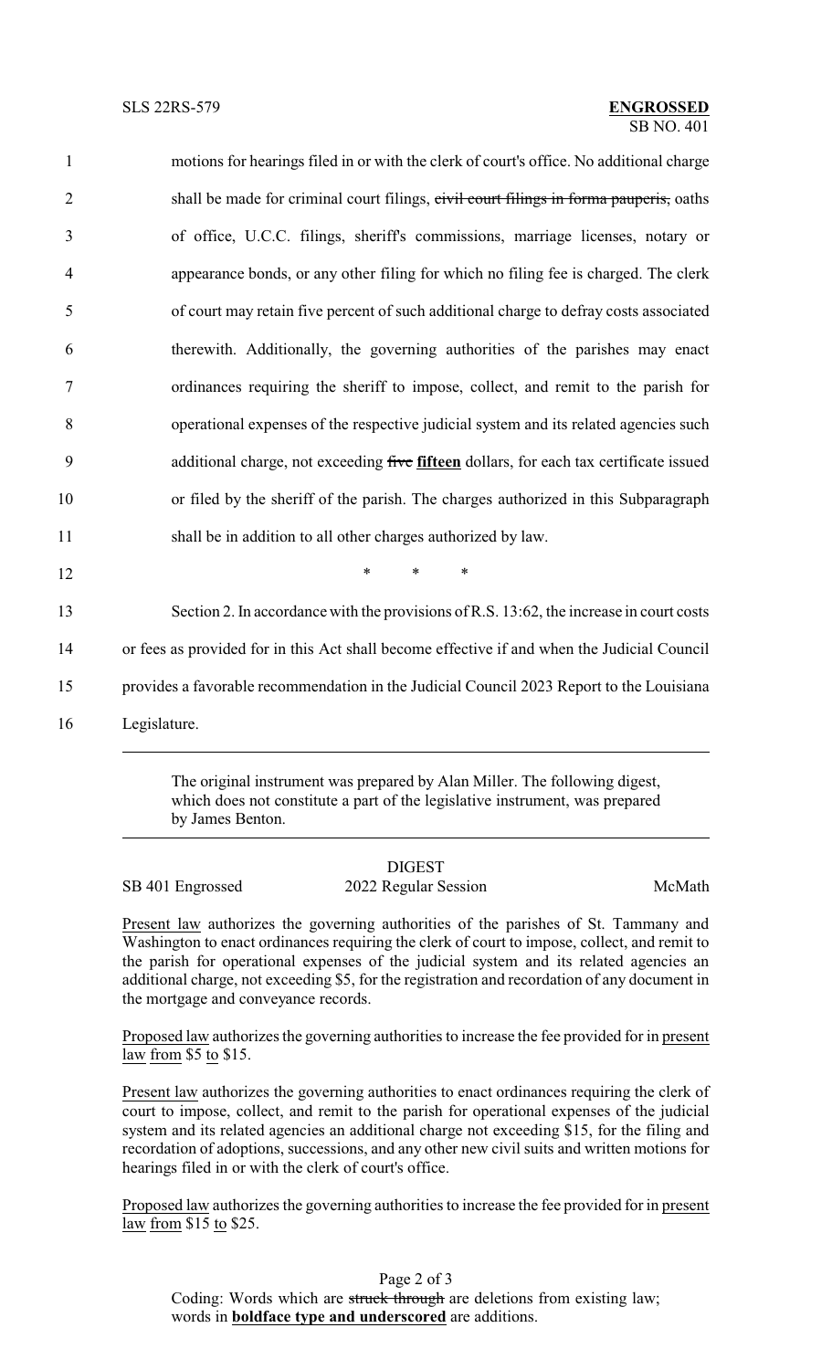motions for hearings filed in or with the clerk of court's office. No additional charge shall be made for criminal court filings, ~~civil court filings in forma pauperis,~~ oaths of office, U.C.C. filings, sheriff's commissions, marriage licenses, notary or appearance bonds, or any other filing for which no filing fee is charged. The clerk of court may retain five percent of such additional charge to defray costs associated therewith. Additionally, the governing authorities of the parishes may enact ordinances requiring the sheriff to impose, collect, and remit to the parish for operational expenses of the respective judicial system and its related agencies such additional charge, not exceeding ~~five~~ **<u>fifteen</u>** dollars, for each tax certificate issued or filed by the sheriff of the parish. The charges authorized in this Subparagraph shall be in addition to all other charges authorized by law.

\* \* \*

Section 2. In accordance with the provisions of R.S. 13:62, the increase in court costs or fees as provided for in this Act shall become effective if and when the Judicial Council provides a favorable recommendation in the Judicial Council 2023 Report to the Louisiana Legislature.

---

The original instrument was prepared by Alan Miller. The following digest, which does not constitute a part of the legislative instrument, was prepared by James Benton.

---

## DIGEST

SB 401 Engrossed — 2022 Regular Session — McMath

<u>Present law</u> authorizes the governing authorities of the parishes of St. Tammany and Washington to enact ordinances requiring the clerk of court to impose, collect, and remit to the parish for operational expenses of the judicial system and its related agencies an additional charge, not exceeding $5, for the registration and recordation of any document in the mortgage and conveyance records.

<u>Proposed law</u> authorizes the governing authorities to increase the fee provided for in <u>present law</u> <u>from</u> $5 <u>to</u> $15.

<u>Present law</u> authorizes the governing authorities to enact ordinances requiring the clerk of court to impose, collect, and remit to the parish for operational expenses of the judicial system and its related agencies an additional charge not exceeding $15, for the filing and recordation of adoptions, successions, and any other new civil suits and written motions for hearings filed in or with the clerk of court's office.

<u>Proposed law</u> authorizes the governing authorities to increase the fee provided for in <u>present law</u> <u>from</u> $15 <u>to</u> $25.

Coding: Words which are ~~struck through~~ are deletions from existing law; words in **<u>boldface type and underscored</u>** are additions.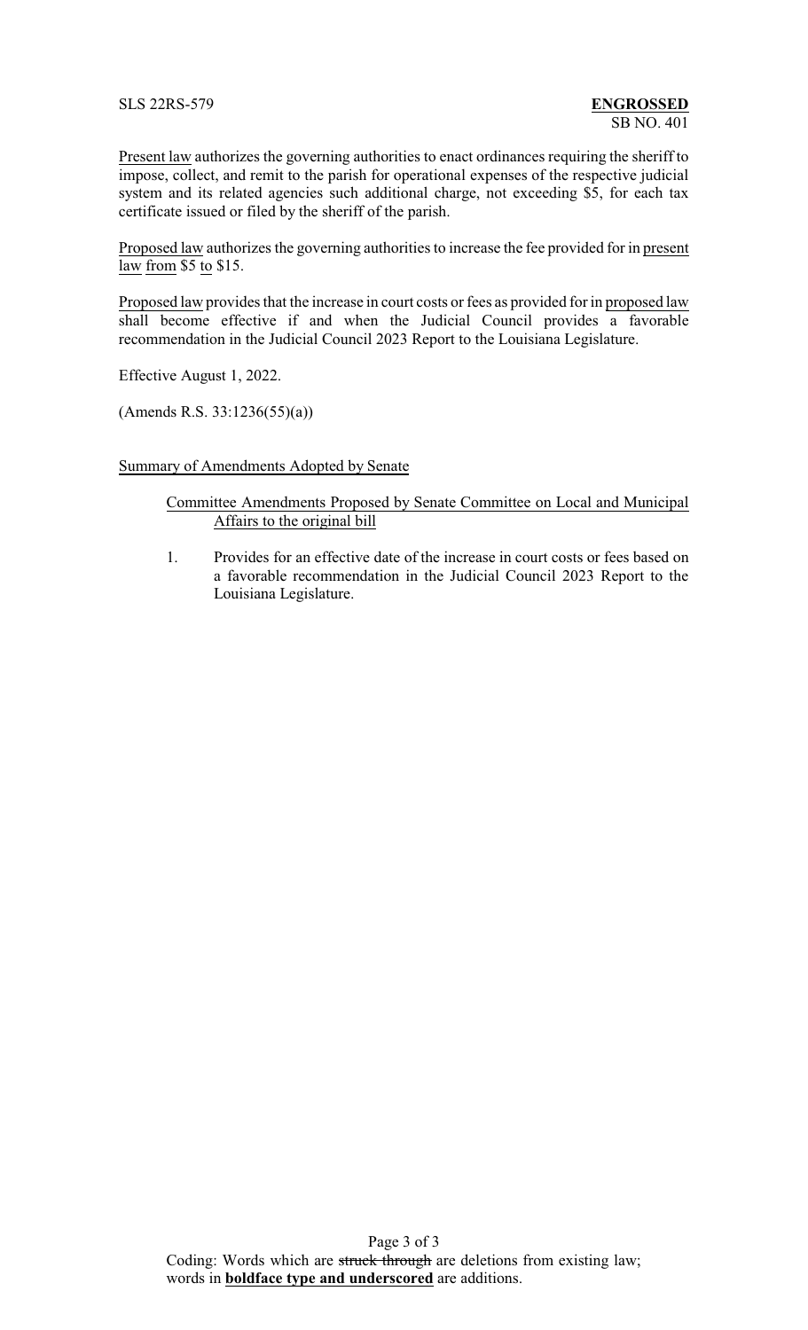Present law authorizes the governing authorities to enact ordinances requiring the sheriff to impose, collect, and remit to the parish for operational expenses of the respective judicial system and its related agencies such additional charge, not exceeding $5, for each tax certificate issued or filed by the sheriff of the parish.

Proposed law authorizes the governing authorities to increase the fee provided for in present law from $5 to $15.

Proposed law provides that the increase in court costs or fees as provided for in proposed law shall become effective if and when the Judicial Council provides a favorable recommendation in the Judicial Council 2023 Report to the Louisiana Legislature.

Effective August 1, 2022.

(Amends R.S. 33:1236(55)(a))

Summary of Amendments Adopted by Senate

Committee Amendments Proposed by Senate Committee on Local and Municipal Affairs to the original bill

1. Provides for an effective date of the increase in court costs or fees based on a favorable recommendation in the Judicial Council 2023 Report to the Louisiana Legislature.

Coding: Words which are ~~struck through~~ are deletions from existing law; words in **boldface type and underscored** are additions.